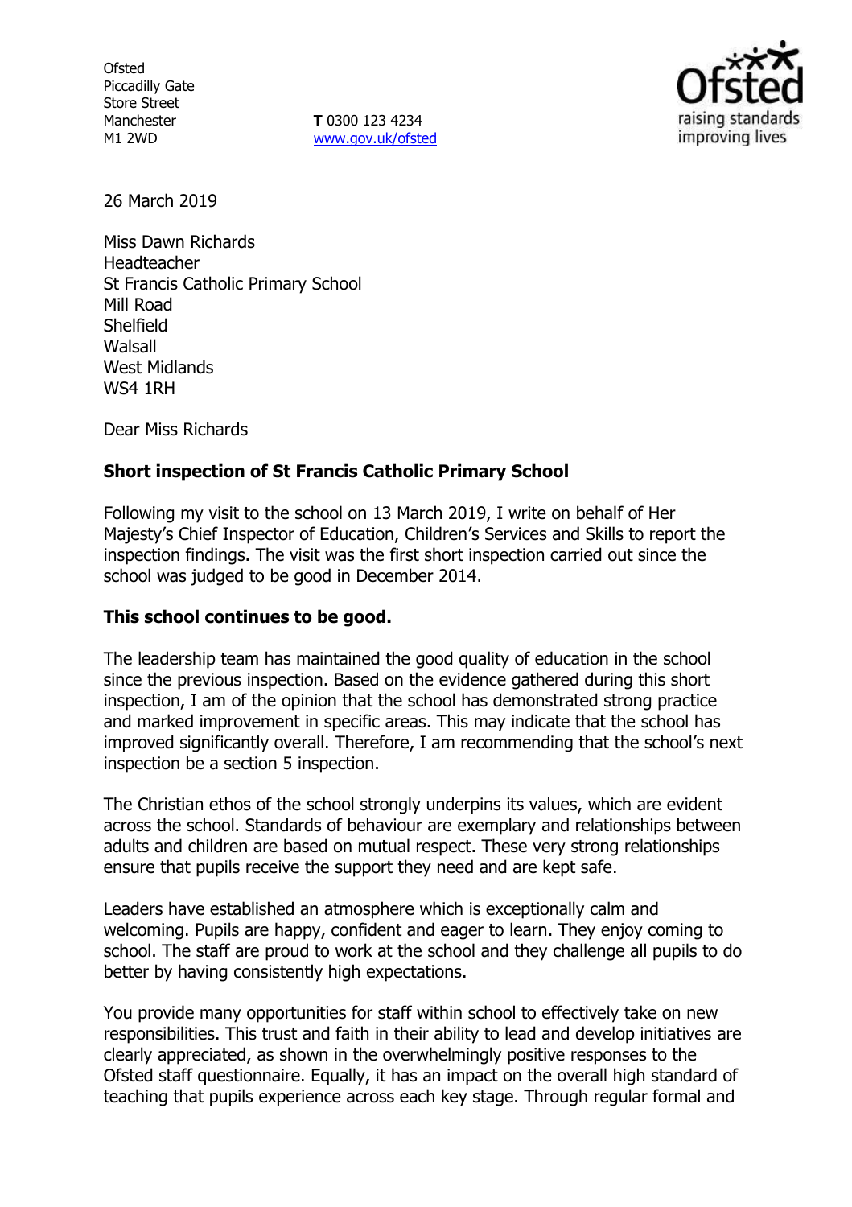Ofsted
Piccadilly Gate
Store Street
Manchester
M1 2WD

**T** 0300 123 4234
www.gov.uk/ofsted

26 March 2019

Miss Dawn Richards
Headteacher
St Francis Catholic Primary School
Mill Road
Shelfield
Walsall
West Midlands
WS4 1RH

Dear Miss Richards

**Short inspection of St Francis Catholic Primary School**

Following my visit to the school on 13 March 2019, I write on behalf of Her Majesty's Chief Inspector of Education, Children's Services and Skills to report the inspection findings. The visit was the first short inspection carried out since the school was judged to be good in December 2014.

**This school continues to be good.**

The leadership team has maintained the good quality of education in the school since the previous inspection. Based on the evidence gathered during this short inspection, I am of the opinion that the school has demonstrated strong practice and marked improvement in specific areas. This may indicate that the school has improved significantly overall. Therefore, I am recommending that the school's next inspection be a section 5 inspection.

The Christian ethos of the school strongly underpins its values, which are evident across the school. Standards of behaviour are exemplary and relationships between adults and children are based on mutual respect. These very strong relationships ensure that pupils receive the support they need and are kept safe.

Leaders have established an atmosphere which is exceptionally calm and welcoming. Pupils are happy, confident and eager to learn. They enjoy coming to school. The staff are proud to work at the school and they challenge all pupils to do better by having consistently high expectations.

You provide many opportunities for staff within school to effectively take on new responsibilities. This trust and faith in their ability to lead and develop initiatives are clearly appreciated, as shown in the overwhelmingly positive responses to the Ofsted staff questionnaire. Equally, it has an impact on the overall high standard of teaching that pupils experience across each key stage. Through regular formal and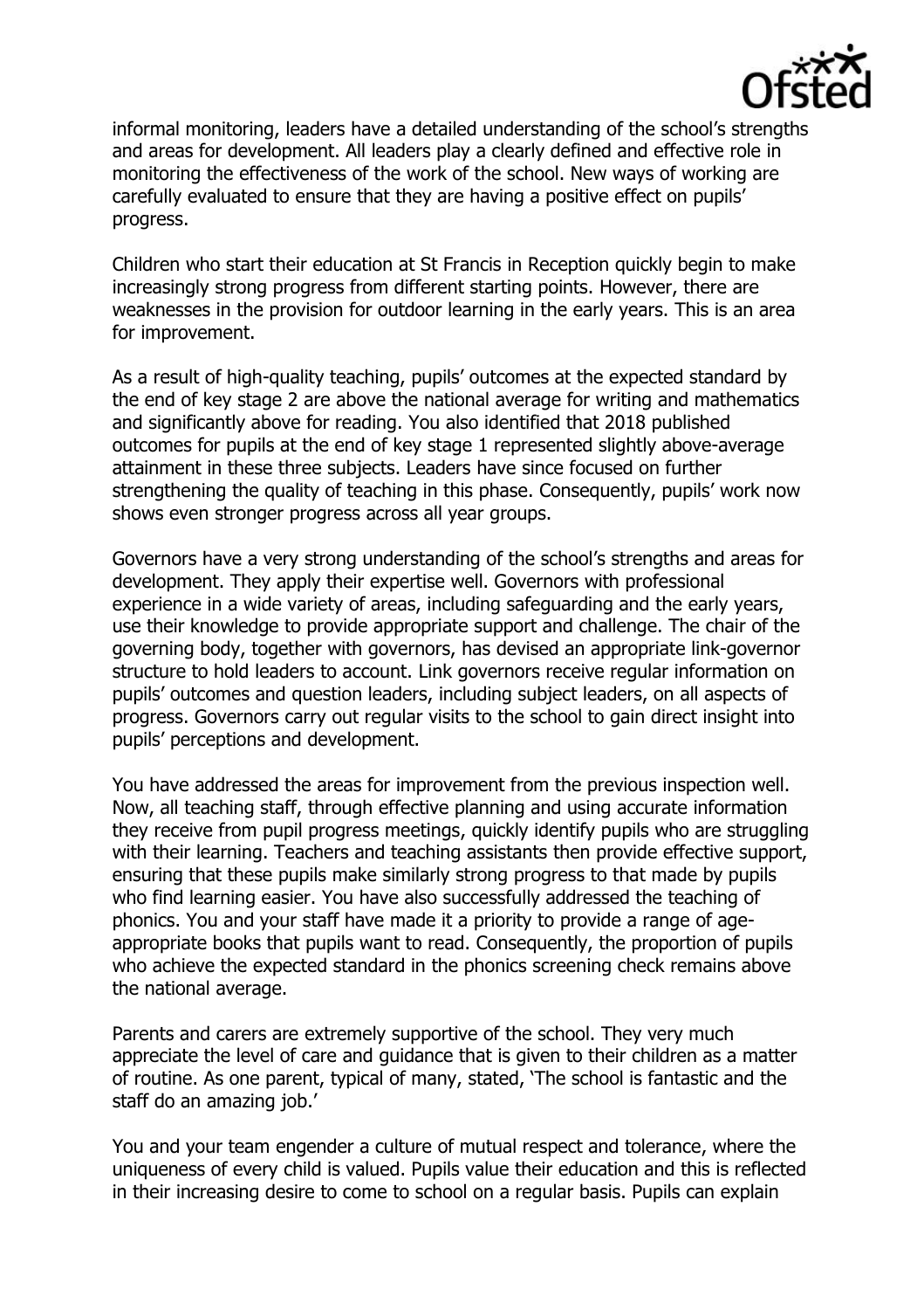informal monitoring, leaders have a detailed understanding of the school's strengths and areas for development. All leaders play a clearly defined and effective role in monitoring the effectiveness of the work of the school. New ways of working are carefully evaluated to ensure that they are having a positive effect on pupils' progress.

Children who start their education at St Francis in Reception quickly begin to make increasingly strong progress from different starting points. However, there are weaknesses in the provision for outdoor learning in the early years. This is an area for improvement.

As a result of high-quality teaching, pupils' outcomes at the expected standard by the end of key stage 2 are above the national average for writing and mathematics and significantly above for reading. You also identified that 2018 published outcomes for pupils at the end of key stage 1 represented slightly above-average attainment in these three subjects. Leaders have since focused on further strengthening the quality of teaching in this phase. Consequently, pupils' work now shows even stronger progress across all year groups.

Governors have a very strong understanding of the school's strengths and areas for development. They apply their expertise well. Governors with professional experience in a wide variety of areas, including safeguarding and the early years, use their knowledge to provide appropriate support and challenge. The chair of the governing body, together with governors, has devised an appropriate link-governor structure to hold leaders to account. Link governors receive regular information on pupils' outcomes and question leaders, including subject leaders, on all aspects of progress. Governors carry out regular visits to the school to gain direct insight into pupils' perceptions and development.

You have addressed the areas for improvement from the previous inspection well. Now, all teaching staff, through effective planning and using accurate information they receive from pupil progress meetings, quickly identify pupils who are struggling with their learning. Teachers and teaching assistants then provide effective support, ensuring that these pupils make similarly strong progress to that made by pupils who find learning easier. You have also successfully addressed the teaching of phonics. You and your staff have made it a priority to provide a range of age-appropriate books that pupils want to read. Consequently, the proportion of pupils who achieve the expected standard in the phonics screening check remains above the national average.

Parents and carers are extremely supportive of the school. They very much appreciate the level of care and guidance that is given to their children as a matter of routine. As one parent, typical of many, stated, 'The school is fantastic and the staff do an amazing job.'

You and your team engender a culture of mutual respect and tolerance, where the uniqueness of every child is valued. Pupils value their education and this is reflected in their increasing desire to come to school on a regular basis. Pupils can explain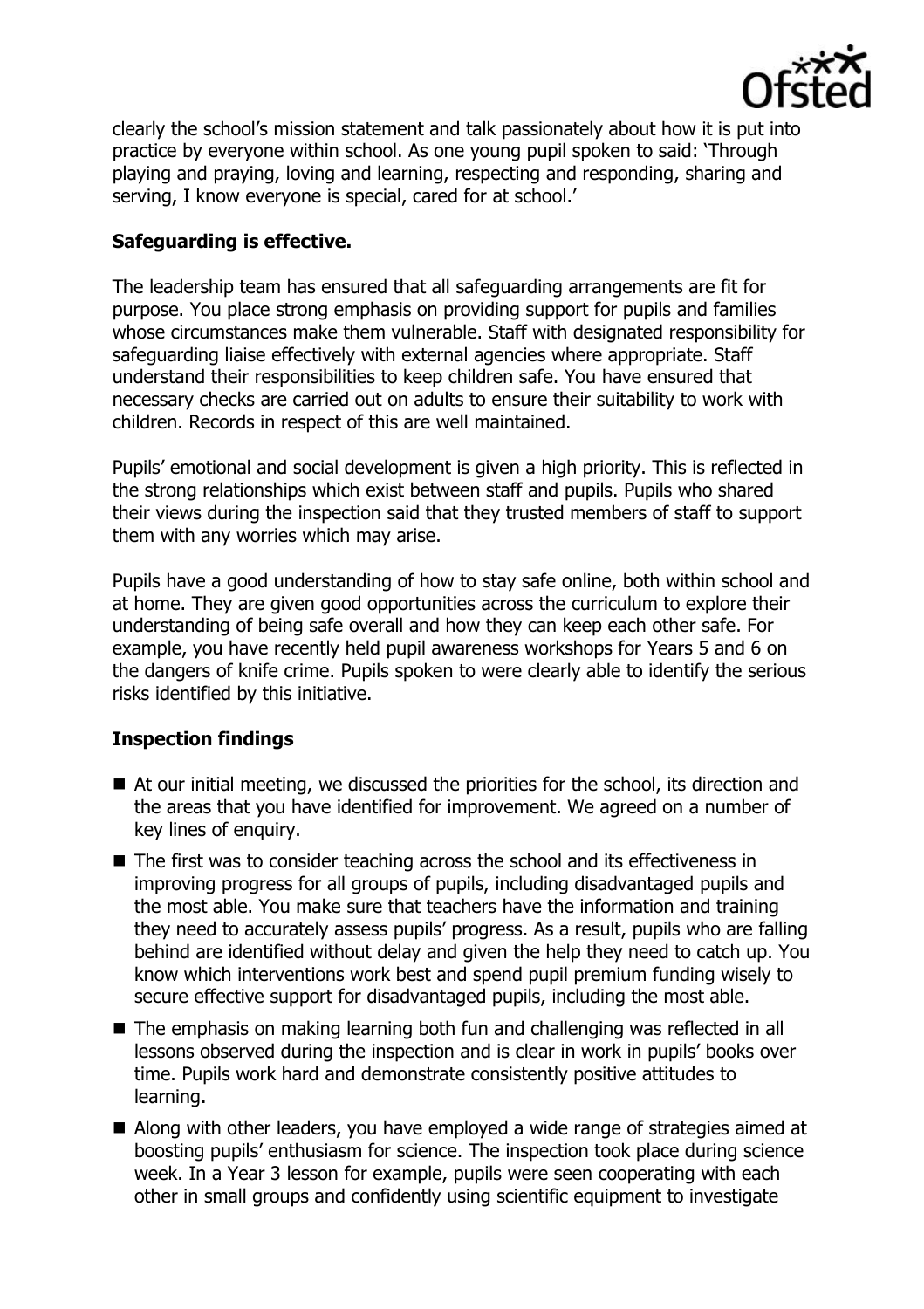clearly the school's mission statement and talk passionately about how it is put into practice by everyone within school. As one young pupil spoken to said: 'Through playing and praying, loving and learning, respecting and responding, sharing and serving, I know everyone is special, cared for at school.'

## Safeguarding is effective.

The leadership team has ensured that all safeguarding arrangements are fit for purpose. You place strong emphasis on providing support for pupils and families whose circumstances make them vulnerable. Staff with designated responsibility for safeguarding liaise effectively with external agencies where appropriate. Staff understand their responsibilities to keep children safe. You have ensured that necessary checks are carried out on adults to ensure their suitability to work with children. Records in respect of this are well maintained.

Pupils' emotional and social development is given a high priority. This is reflected in the strong relationships which exist between staff and pupils. Pupils who shared their views during the inspection said that they trusted members of staff to support them with any worries which may arise.

Pupils have a good understanding of how to stay safe online, both within school and at home. They are given good opportunities across the curriculum to explore their understanding of being safe overall and how they can keep each other safe. For example, you have recently held pupil awareness workshops for Years 5 and 6 on the dangers of knife crime. Pupils spoken to were clearly able to identify the serious risks identified by this initiative.

## Inspection findings

- At our initial meeting, we discussed the priorities for the school, its direction and the areas that you have identified for improvement. We agreed on a number of key lines of enquiry.
- The first was to consider teaching across the school and its effectiveness in improving progress for all groups of pupils, including disadvantaged pupils and the most able. You make sure that teachers have the information and training they need to accurately assess pupils' progress. As a result, pupils who are falling behind are identified without delay and given the help they need to catch up. You know which interventions work best and spend pupil premium funding wisely to secure effective support for disadvantaged pupils, including the most able.
- The emphasis on making learning both fun and challenging was reflected in all lessons observed during the inspection and is clear in work in pupils' books over time. Pupils work hard and demonstrate consistently positive attitudes to learning.
- Along with other leaders, you have employed a wide range of strategies aimed at boosting pupils' enthusiasm for science. The inspection took place during science week. In a Year 3 lesson for example, pupils were seen cooperating with each other in small groups and confidently using scientific equipment to investigate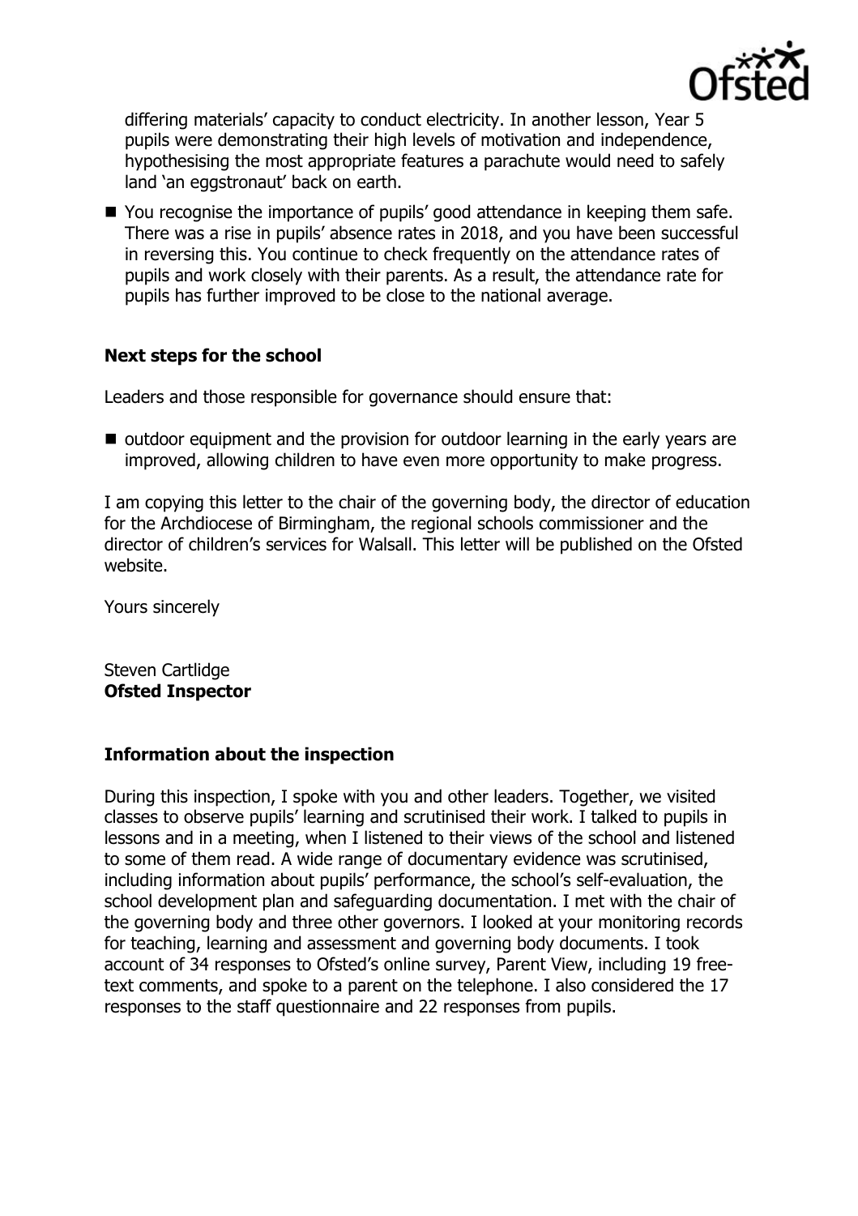differing materials' capacity to conduct electricity. In another lesson, Year 5 pupils were demonstrating their high levels of motivation and independence, hypothesising the most appropriate features a parachute would need to safely land 'an eggstronaut' back on earth.

- You recognise the importance of pupils' good attendance in keeping them safe. There was a rise in pupils' absence rates in 2018, and you have been successful in reversing this. You continue to check frequently on the attendance rates of pupils and work closely with their parents. As a result, the attendance rate for pupils has further improved to be close to the national average.

## Next steps for the school

Leaders and those responsible for governance should ensure that:

- outdoor equipment and the provision for outdoor learning in the early years are improved, allowing children to have even more opportunity to make progress.

I am copying this letter to the chair of the governing body, the director of education for the Archdiocese of Birmingham, the regional schools commissioner and the director of children's services for Walsall. This letter will be published on the Ofsted website.

Yours sincerely

Steven Cartlidge
**Ofsted Inspector**

## Information about the inspection

During this inspection, I spoke with you and other leaders. Together, we visited classes to observe pupils' learning and scrutinised their work. I talked to pupils in lessons and in a meeting, when I listened to their views of the school and listened to some of them read. A wide range of documentary evidence was scrutinised, including information about pupils' performance, the school's self-evaluation, the school development plan and safeguarding documentation. I met with the chair of the governing body and three other governors. I looked at your monitoring records for teaching, learning and assessment and governing body documents. I took account of 34 responses to Ofsted's online survey, Parent View, including 19 free-text comments, and spoke to a parent on the telephone. I also considered the 17 responses to the staff questionnaire and 22 responses from pupils.